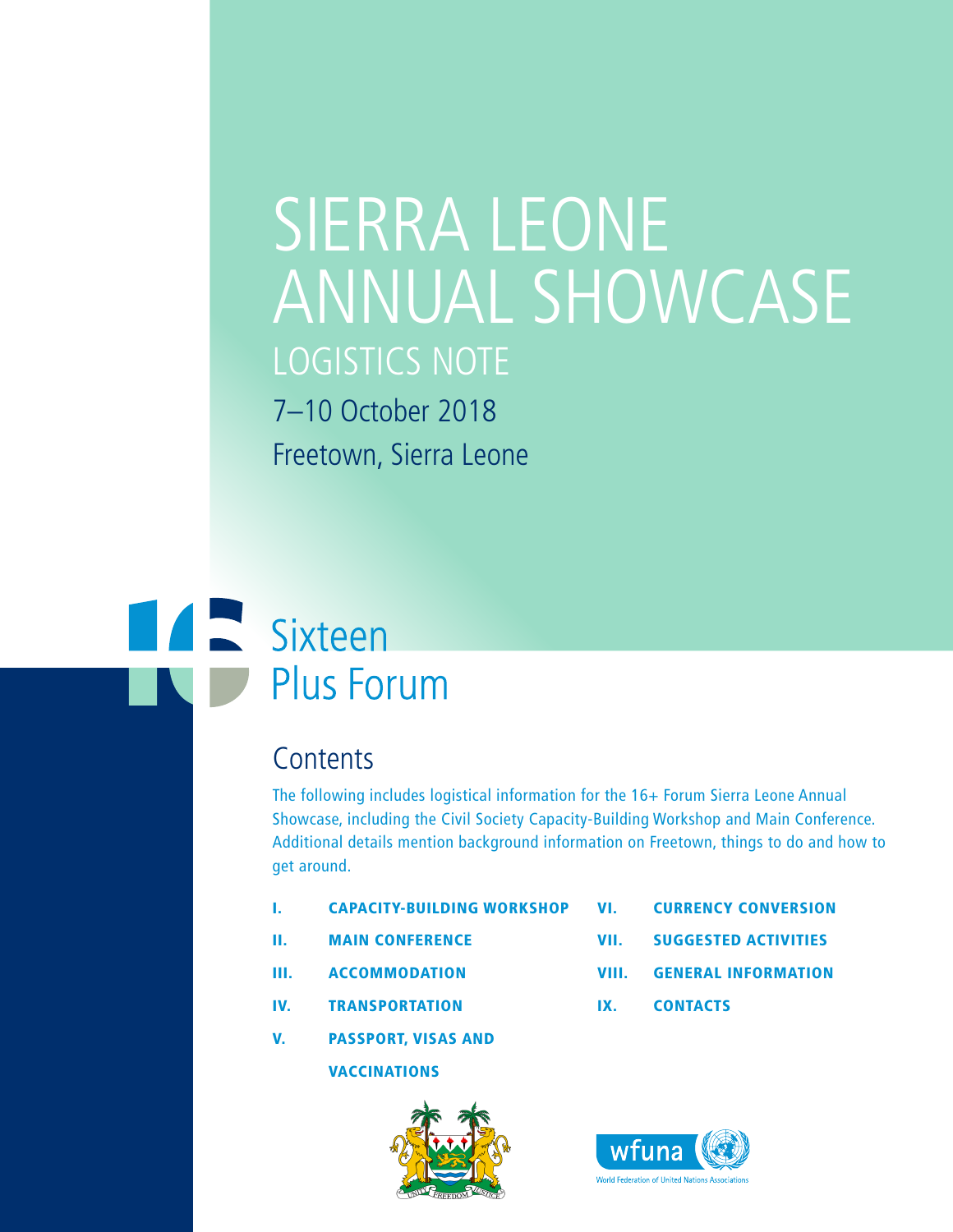# SIERRA LEONE ANNUAL SHOWCASE

## LOGISTICS NOTE

7–10 October 2018

Freetown, Sierra Leone

Sixteen Plus Forum

## Contents

The following includes logistical information for the 16+ Forum Sierra Leone Annual Showcase, including the Civil Society Capacity-Building Workshop and Main Conference. Additional details mention background information on Freetown, things to do and how to get around.

- **I. CAPACITY-BUILDING WORKSHOP**
- **II. MAIN CONFERENCE**
- **III. ACCOMMODATION**
- **IV. TRANSPORTATION**
- **V. PASSPORT, VISAS AND VACCINATIONS**
- **VI. CURRENCY CONVERSION**
- **VII. SUGGESTED ACTIVITIES**
- **VIII. GENERAL INFORMATION**
- **IX. CONTACTS**

wfuna

World Federation of United Nations Associations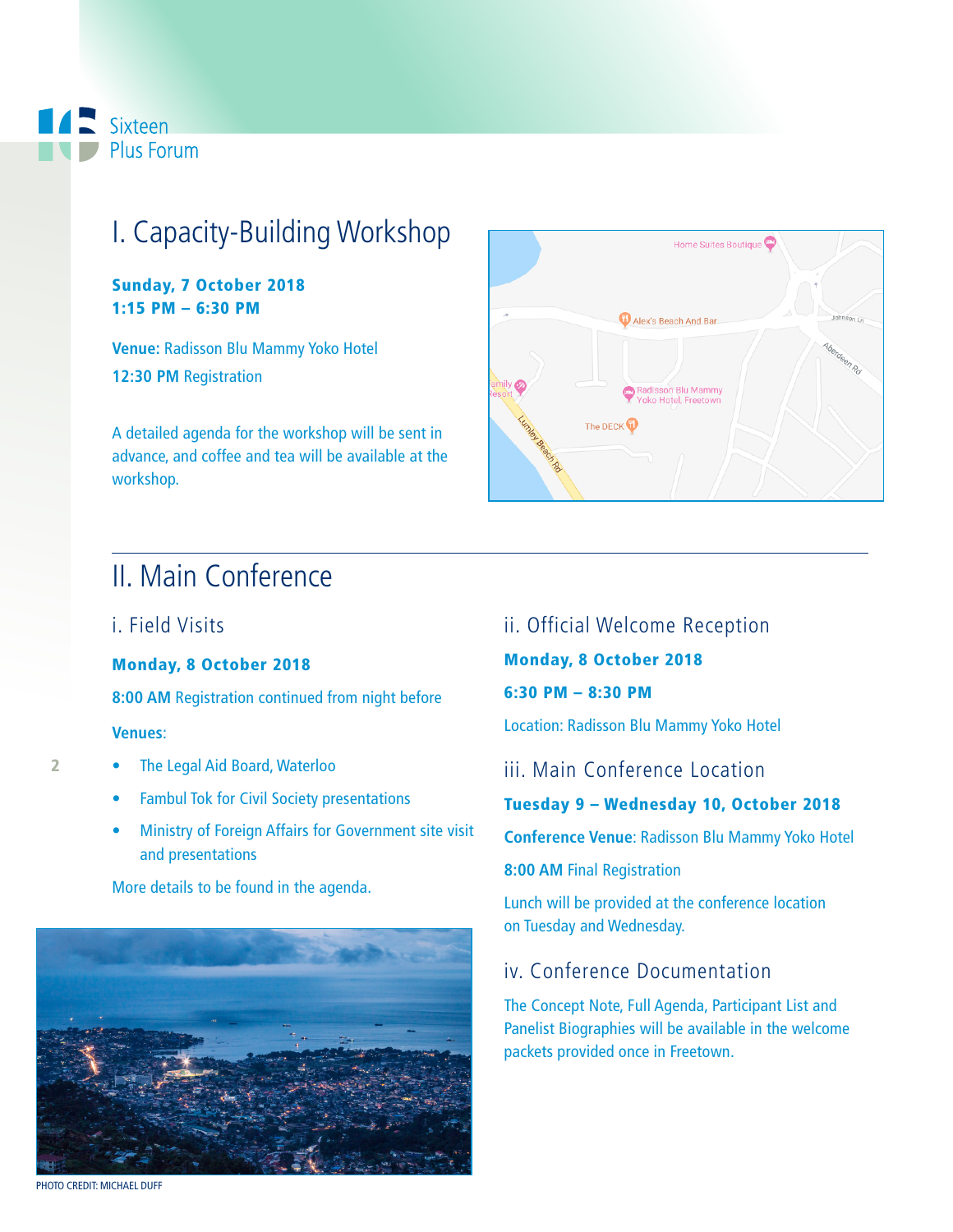# I. Capacity-Building Workshop

**Sunday, 7 October 2018**
**1:15 PM – 6:30 PM**

**Venue:** Radisson Blu Mammy Yoko Hotel

**12:30 PM** Registration

A detailed agenda for the workshop will be sent in advance, and coffee and tea will be available at the workshop.

# II. Main Conference

## i. Field Visits

**Monday, 8 October 2018**

**8:00 AM** Registration continued from night before

**Venues**:

- The Legal Aid Board, Waterloo
- Fambul Tok for Civil Society presentations
- Ministry of Foreign Affairs for Government site visit and presentations

More details to be found in the agenda.

PHOTO CREDIT: MICHAEL DUFF

## ii. Official Welcome Reception

**Monday, 8 October 2018**

**6:30 PM – 8:30 PM**

Location: Radisson Blu Mammy Yoko Hotel

## iii. Main Conference Location

**Tuesday 9 – Wednesday 10, October 2018**

**Conference Venue**: Radisson Blu Mammy Yoko Hotel

**8:00 AM** Final Registration

Lunch will be provided at the conference location on Tuesday and Wednesday.

## iv. Conference Documentation

The Concept Note, Full Agenda, Participant List and Panelist Biographies will be available in the welcome packets provided once in Freetown.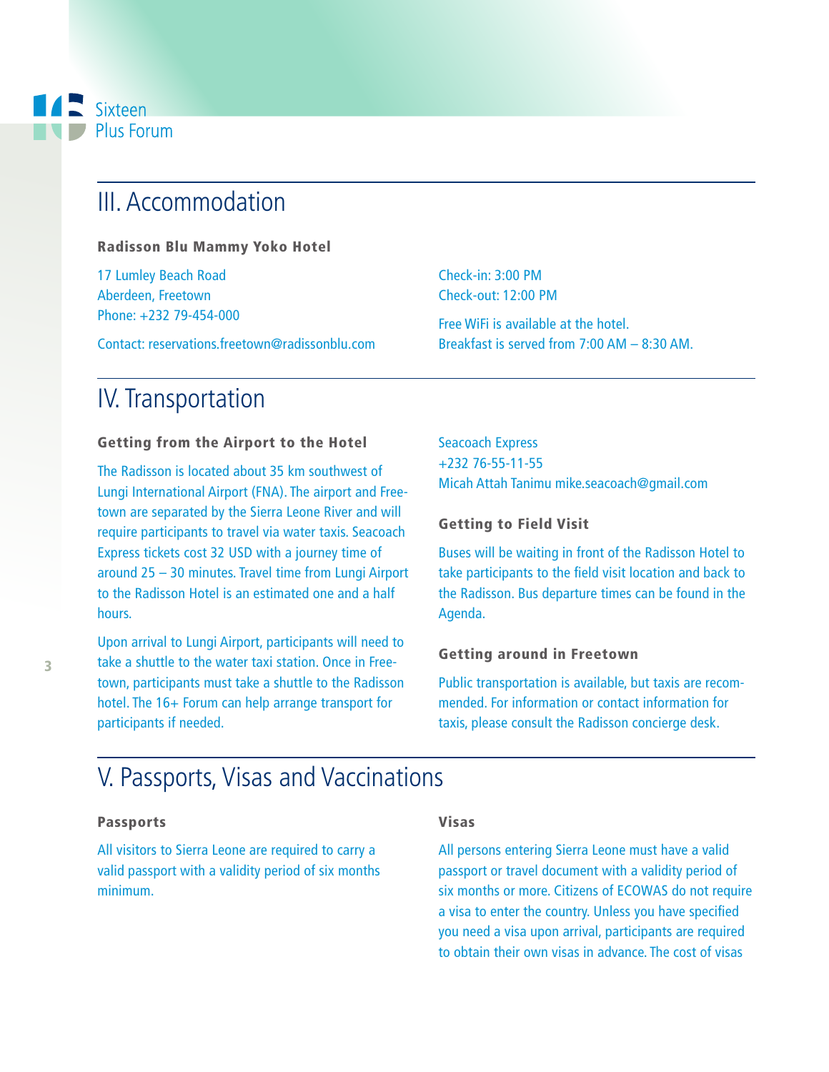## III. Accommodation

**Radisson Blu Mammy Yoko Hotel**

17 Lumley Beach Road
Aberdeen, Freetown
Phone: +232 79-454-000

Contact: reservations.freetown@radissonblu.com

Check-in: 3:00 PM
Check-out: 12:00 PM

Free WiFi is available at the hotel.
Breakfast is served from 7:00 AM – 8:30 AM.

## IV. Transportation

**Getting from the Airport to the Hotel**

The Radisson is located about 35 km southwest of Lungi International Airport (FNA). The airport and Freetown are separated by the Sierra Leone River and will require participants to travel via water taxis. Seacoach Express tickets cost 32 USD with a journey time of around 25 – 30 minutes. Travel time from Lungi Airport to the Radisson Hotel is an estimated one and a half hours.

Upon arrival to Lungi Airport, participants will need to take a shuttle to the water taxi station. Once in Freetown, participants must take a shuttle to the Radisson hotel. The 16+ Forum can help arrange transport for participants if needed.

Seacoach Express
+232 76-55-11-55
Micah Attah Tanimu mike.seacoach@gmail.com

**Getting to Field Visit**

Buses will be waiting in front of the Radisson Hotel to take participants to the field visit location and back to the Radisson. Bus departure times can be found in the Agenda.

**Getting around in Freetown**

Public transportation is available, but taxis are recommended. For information or contact information for taxis, please consult the Radisson concierge desk.

## V. Passports, Visas and Vaccinations

**Passports**

All visitors to Sierra Leone are required to carry a valid passport with a validity period of six months minimum.

**Visas**

All persons entering Sierra Leone must have a valid passport or travel document with a validity period of six months or more. Citizens of ECOWAS do not require a visa to enter the country. Unless you have specified you need a visa upon arrival, participants are required to obtain their own visas in advance. The cost of visas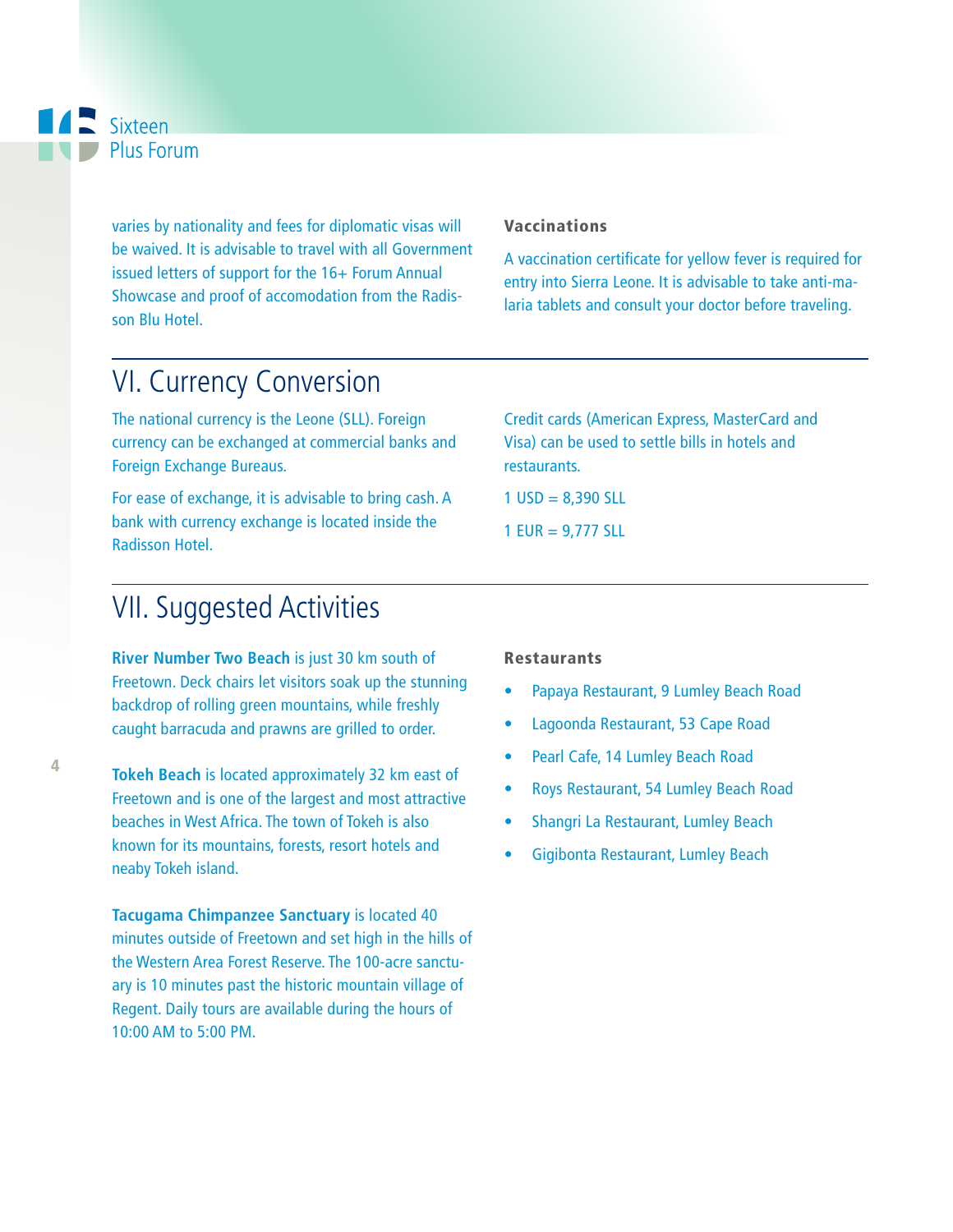varies by nationality and fees for diplomatic visas will be waived. It is advisable to travel with all Government issued letters of support for the 16+ Forum Annual Showcase and proof of accomodation from the Radisson Blu Hotel.

### Vaccinations

A vaccination certificate for yellow fever is required for entry into Sierra Leone. It is advisable to take anti-malaria tablets and consult your doctor before traveling.

## VI. Currency Conversion

The national currency is the Leone (SLL). Foreign currency can be exchanged at commercial banks and Foreign Exchange Bureaus.

For ease of exchange, it is advisable to bring cash. A bank with currency exchange is located inside the Radisson Hotel.

Credit cards (American Express, MasterCard and Visa) can be used to settle bills in hotels and restaurants.

1 USD = 8,390 SLL

1 EUR = 9,777 SLL

## VII. Suggested Activities

**River Number Two Beach** is just 30 km south of Freetown. Deck chairs let visitors soak up the stunning backdrop of rolling green mountains, while freshly caught barracuda and prawns are grilled to order.

**Tokeh Beach** is located approximately 32 km east of Freetown and is one of the largest and most attractive beaches in West Africa. The town of Tokeh is also known for its mountains, forests, resort hotels and neaby Tokeh island.

**Tacugama Chimpanzee Sanctuary** is located 40 minutes outside of Freetown and set high in the hills of the Western Area Forest Reserve. The 100-acre sanctuary is 10 minutes past the historic mountain village of Regent. Daily tours are available during the hours of 10:00 AM to 5:00 PM.

### Restaurants

- Papaya Restaurant, 9 Lumley Beach Road
- Lagoonda Restaurant, 53 Cape Road
- Pearl Cafe, 14 Lumley Beach Road
- Roys Restaurant, 54 Lumley Beach Road
- Shangri La Restaurant, Lumley Beach
- Gigibonta Restaurant, Lumley Beach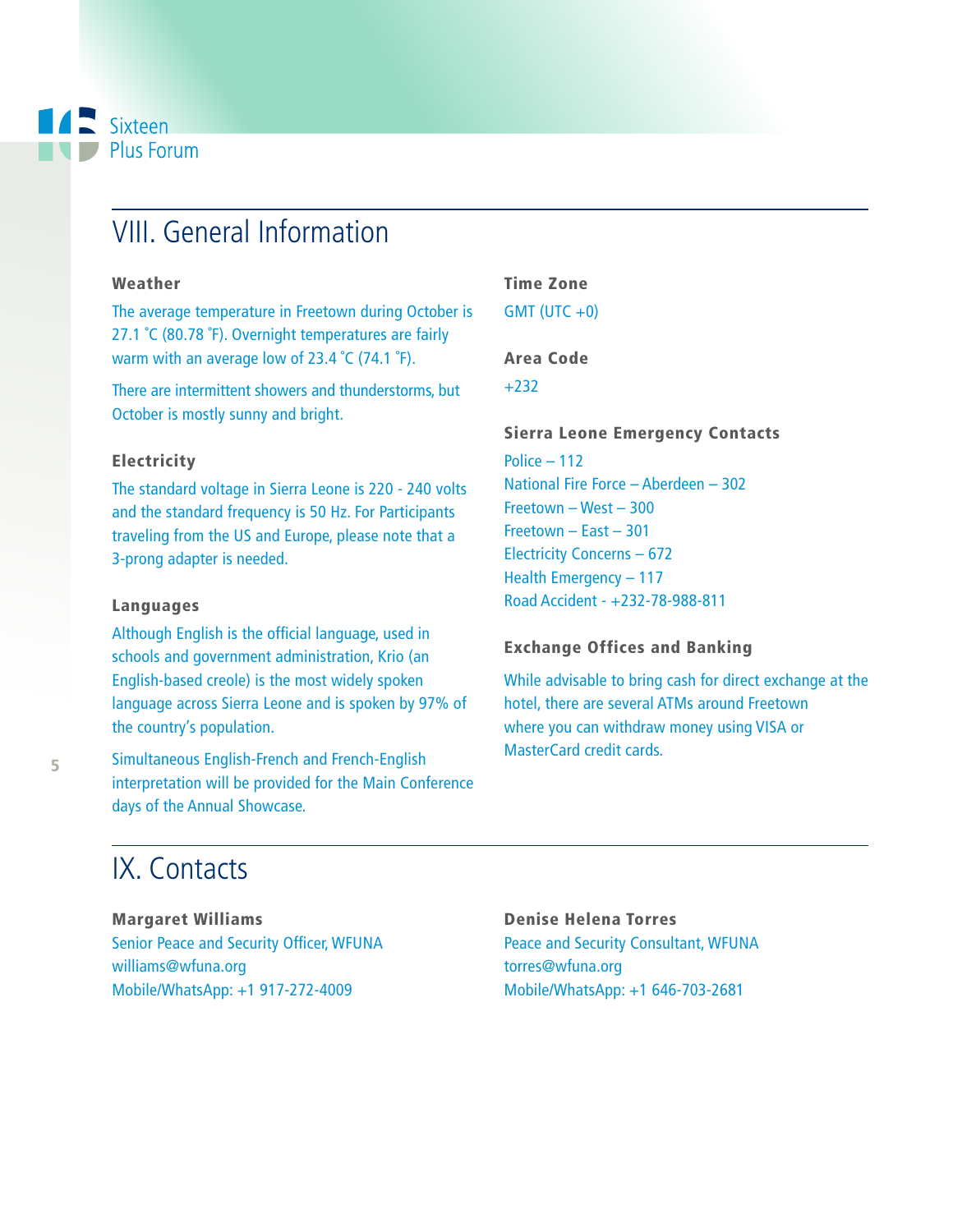## VIII. General Information

### Weather

The average temperature in Freetown during October is 27.1 ˚C (80.78 ˚F). Overnight temperatures are fairly warm with an average low of 23.4 ˚C (74.1 ˚F).

There are intermittent showers and thunderstorms, but October is mostly sunny and bright.

### Electricity

The standard voltage in Sierra Leone is 220 - 240 volts and the standard frequency is 50 Hz. For Participants traveling from the US and Europe, please note that a 3-prong adapter is needed.

### Languages

Although English is the official language, used in schools and government administration, Krio (an English-based creole) is the most widely spoken language across Sierra Leone and is spoken by 97% of the country's population.

Simultaneous English-French and French-English interpretation will be provided for the Main Conference days of the Annual Showcase.

### Time Zone

GMT (UTC +0)

### Area Code

+232

### Sierra Leone Emergency Contacts

Police – 112
National Fire Force – Aberdeen – 302
Freetown – West – 300
Freetown – East – 301
Electricity Concerns – 672
Health Emergency – 117
Road Accident - +232-78-988-811

### Exchange Offices and Banking

While advisable to bring cash for direct exchange at the hotel, there are several ATMs around Freetown where you can withdraw money using VISA or MasterCard credit cards.

## IX. Contacts

**Margaret Williams**
Senior Peace and Security Officer, WFUNA
williams@wfuna.org
Mobile/WhatsApp: +1 917-272-4009

**Denise Helena Torres**
Peace and Security Consultant, WFUNA
torres@wfuna.org
Mobile/WhatsApp: +1 646-703-2681